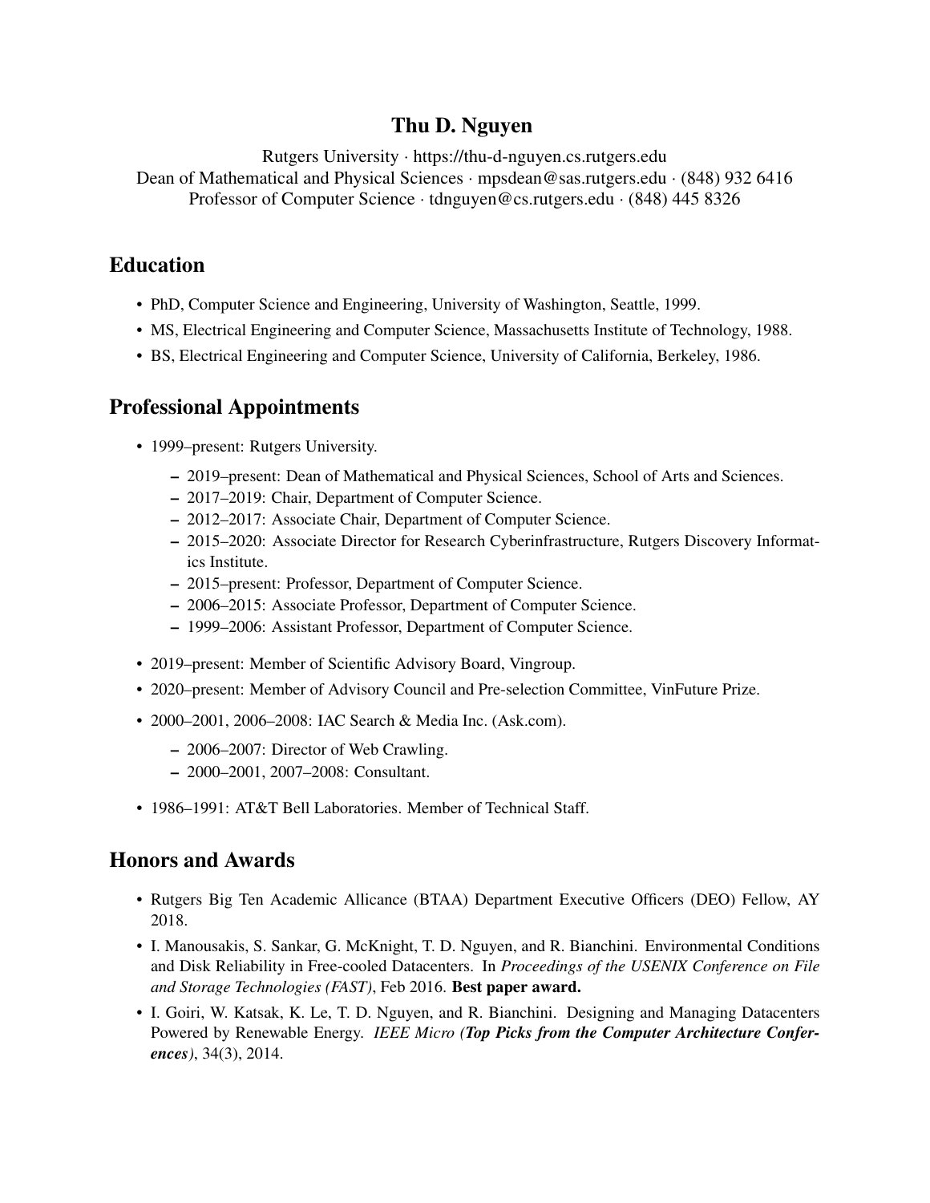# Thu D. Nguyen

Rutgers University · https://thu-d-nguyen.cs.rutgers.edu
Dean of Mathematical and Physical Sciences · mpsdean@sas.rutgers.edu · (848) 932 6416
Professor of Computer Science · tdnguyen@cs.rutgers.edu · (848) 445 8326

## Education

- PhD, Computer Science and Engineering, University of Washington, Seattle, 1999.
- MS, Electrical Engineering and Computer Science, Massachusetts Institute of Technology, 1988.
- BS, Electrical Engineering and Computer Science, University of California, Berkeley, 1986.

## Professional Appointments

- 1999–present: Rutgers University.
  - 2019–present: Dean of Mathematical and Physical Sciences, School of Arts and Sciences.
  - 2017–2019: Chair, Department of Computer Science.
  - 2012–2017: Associate Chair, Department of Computer Science.
  - 2015–2020: Associate Director for Research Cyberinfrastructure, Rutgers Discovery Informatics Institute.
  - 2015–present: Professor, Department of Computer Science.
  - 2006–2015: Associate Professor, Department of Computer Science.
  - 1999–2006: Assistant Professor, Department of Computer Science.
- 2019–present: Member of Scientific Advisory Board, Vingroup.
- 2020–present: Member of Advisory Council and Pre-selection Committee, VinFuture Prize.
- 2000–2001, 2006–2008: IAC Search & Media Inc. (Ask.com).
  - 2006–2007: Director of Web Crawling.
  - 2000–2001, 2007–2008: Consultant.
- 1986–1991: AT&T Bell Laboratories. Member of Technical Staff.

## Honors and Awards

- Rutgers Big Ten Academic Allicance (BTAA) Department Executive Officers (DEO) Fellow, AY 2018.
- I. Manousakis, S. Sankar, G. McKnight, T. D. Nguyen, and R. Bianchini. Environmental Conditions and Disk Reliability in Free-cooled Datacenters. In *Proceedings of the USENIX Conference on File and Storage Technologies (FAST)*, Feb 2016. **Best paper award.**
- I. Goiri, W. Katsak, K. Le, T. D. Nguyen, and R. Bianchini. Designing and Managing Datacenters Powered by Renewable Energy. *IEEE Micro (**Top Picks from the Computer Architecture Conferences**)*, 34(3), 2014.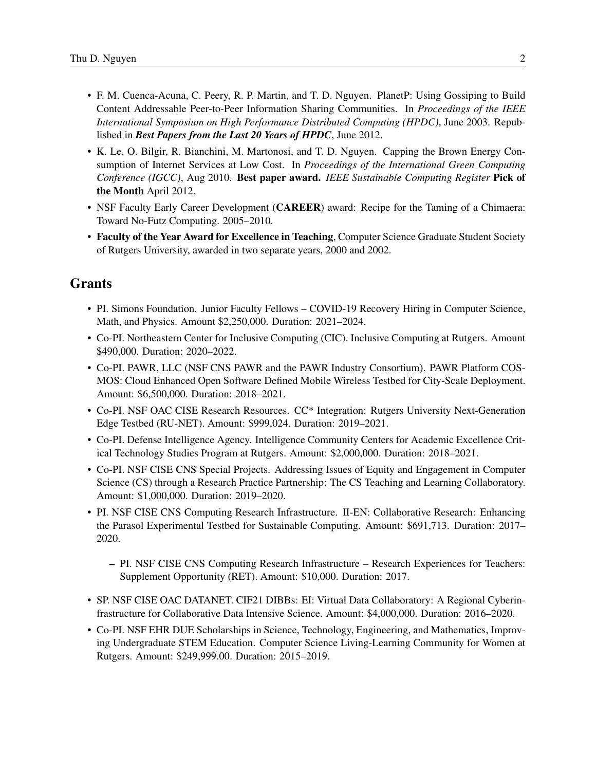- F. M. Cuenca-Acuna, C. Peery, R. P. Martin, and T. D. Nguyen. PlanetP: Using Gossiping to Build Content Addressable Peer-to-Peer Information Sharing Communities. In *Proceedings of the IEEE International Symposium on High Performance Distributed Computing (HPDC)*, June 2003. Republished in ***Best Papers from the Last 20 Years of HPDC***, June 2012.
- K. Le, O. Bilgir, R. Bianchini, M. Martonosi, and T. D. Nguyen. Capping the Brown Energy Consumption of Internet Services at Low Cost. In *Proceedings of the International Green Computing Conference (IGCC)*, Aug 2010. **Best paper award.** *IEEE Sustainable Computing Register* **Pick of the Month** April 2012.
- NSF Faculty Early Career Development (**CAREER**) award: Recipe for the Taming of a Chimaera: Toward No-Futz Computing. 2005–2010.
- **Faculty of the Year Award for Excellence in Teaching**, Computer Science Graduate Student Society of Rutgers University, awarded in two separate years, 2000 and 2002.

## Grants

- PI. Simons Foundation. Junior Faculty Fellows – COVID-19 Recovery Hiring in Computer Science, Math, and Physics. Amount $2,250,000. Duration: 2021–2024.
- Co-PI. Northeastern Center for Inclusive Computing (CIC). Inclusive Computing at Rutgers. Amount $490,000. Duration: 2020–2022.
- Co-PI. PAWR, LLC (NSF CNS PAWR and the PAWR Industry Consortium). PAWR Platform COSMOS: Cloud Enhanced Open Software Defined Mobile Wireless Testbed for City-Scale Deployment. Amount: $6,500,000. Duration: 2018–2021.
- Co-PI. NSF OAC CISE Research Resources. CC* Integration: Rutgers University Next-Generation Edge Testbed (RU-NET). Amount: $999,024. Duration: 2019–2021.
- Co-PI. Defense Intelligence Agency. Intelligence Community Centers for Academic Excellence Critical Technology Studies Program at Rutgers. Amount: $2,000,000. Duration: 2018–2021.
- Co-PI. NSF CISE CNS Special Projects. Addressing Issues of Equity and Engagement in Computer Science (CS) through a Research Practice Partnership: The CS Teaching and Learning Collaboratory. Amount: $1,000,000. Duration: 2019–2020.
- PI. NSF CISE CNS Computing Research Infrastructure. II-EN: Collaborative Research: Enhancing the Parasol Experimental Testbed for Sustainable Computing. Amount: $691,713. Duration: 2017–2020.
  - PI. NSF CISE CNS Computing Research Infrastructure – Research Experiences for Teachers: Supplement Opportunity (RET). Amount: $10,000. Duration: 2017.
- SP. NSF CISE OAC DATANET. CIF21 DIBBs: EI: Virtual Data Collaboratory: A Regional Cyberinfrastructure for Collaborative Data Intensive Science. Amount: $4,000,000. Duration: 2016–2020.
- Co-PI. NSF EHR DUE Scholarships in Science, Technology, Engineering, and Mathematics, Improving Undergraduate STEM Education. Computer Science Living-Learning Community for Women at Rutgers. Amount: $249,999.00. Duration: 2015–2019.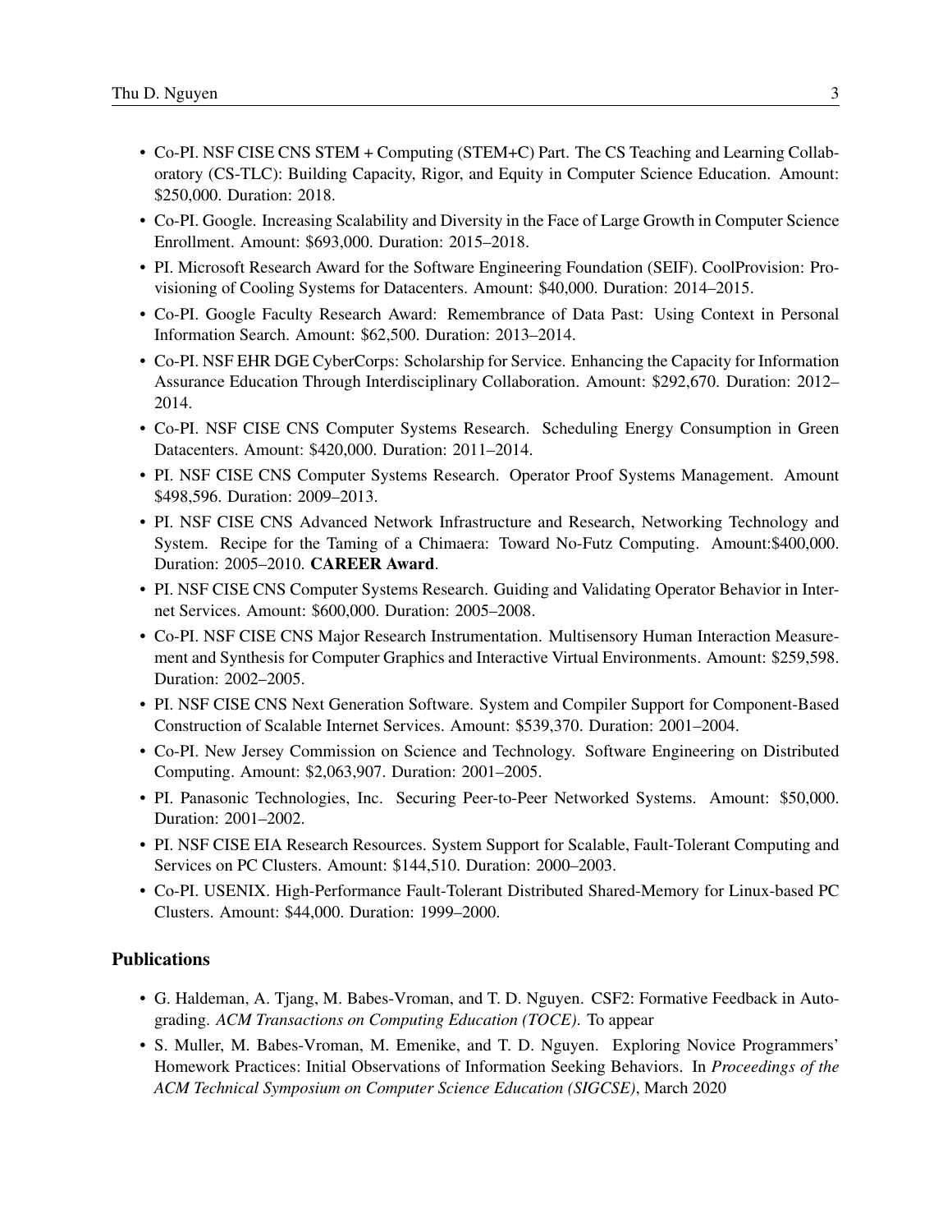- Co-PI. NSF CISE CNS STEM + Computing (STEM+C) Part. The CS Teaching and Learning Collaboratory (CS-TLC): Building Capacity, Rigor, and Equity in Computer Science Education. Amount: $250,000. Duration: 2018.
- Co-PI. Google. Increasing Scalability and Diversity in the Face of Large Growth in Computer Science Enrollment. Amount: $693,000. Duration: 2015–2018.
- PI. Microsoft Research Award for the Software Engineering Foundation (SEIF). CoolProvision: Provisioning of Cooling Systems for Datacenters. Amount: $40,000. Duration: 2014–2015.
- Co-PI. Google Faculty Research Award: Remembrance of Data Past: Using Context in Personal Information Search. Amount: $62,500. Duration: 2013–2014.
- Co-PI. NSF EHR DGE CyberCorps: Scholarship for Service. Enhancing the Capacity for Information Assurance Education Through Interdisciplinary Collaboration. Amount: $292,670. Duration: 2012–2014.
- Co-PI. NSF CISE CNS Computer Systems Research. Scheduling Energy Consumption in Green Datacenters. Amount: $420,000. Duration: 2011–2014.
- PI. NSF CISE CNS Computer Systems Research. Operator Proof Systems Management. Amount $498,596. Duration: 2009–2013.
- PI. NSF CISE CNS Advanced Network Infrastructure and Research, Networking Technology and System. Recipe for the Taming of a Chimaera: Toward No-Futz Computing. Amount:$400,000. Duration: 2005–2010. **CAREER Award**.
- PI. NSF CISE CNS Computer Systems Research. Guiding and Validating Operator Behavior in Internet Services. Amount: $600,000. Duration: 2005–2008.
- Co-PI. NSF CISE CNS Major Research Instrumentation. Multisensory Human Interaction Measurement and Synthesis for Computer Graphics and Interactive Virtual Environments. Amount: $259,598. Duration: 2002–2005.
- PI. NSF CISE CNS Next Generation Software. System and Compiler Support for Component-Based Construction of Scalable Internet Services. Amount: $539,370. Duration: 2001–2004.
- Co-PI. New Jersey Commission on Science and Technology. Software Engineering on Distributed Computing. Amount: $2,063,907. Duration: 2001–2005.
- PI. Panasonic Technologies, Inc. Securing Peer-to-Peer Networked Systems. Amount: $50,000. Duration: 2001–2002.
- PI. NSF CISE EIA Research Resources. System Support for Scalable, Fault-Tolerant Computing and Services on PC Clusters. Amount: $144,510. Duration: 2000–2003.
- Co-PI. USENIX. High-Performance Fault-Tolerant Distributed Shared-Memory for Linux-based PC Clusters. Amount: $44,000. Duration: 1999–2000.

## Publications

- G. Haldeman, A. Tjang, M. Babes-Vroman, and T. D. Nguyen. CSF2: Formative Feedback in Autograding. *ACM Transactions on Computing Education (TOCE)*. To appear
- S. Muller, M. Babes-Vroman, M. Emenike, and T. D. Nguyen. Exploring Novice Programmers' Homework Practices: Initial Observations of Information Seeking Behaviors. In *Proceedings of the ACM Technical Symposium on Computer Science Education (SIGCSE)*, March 2020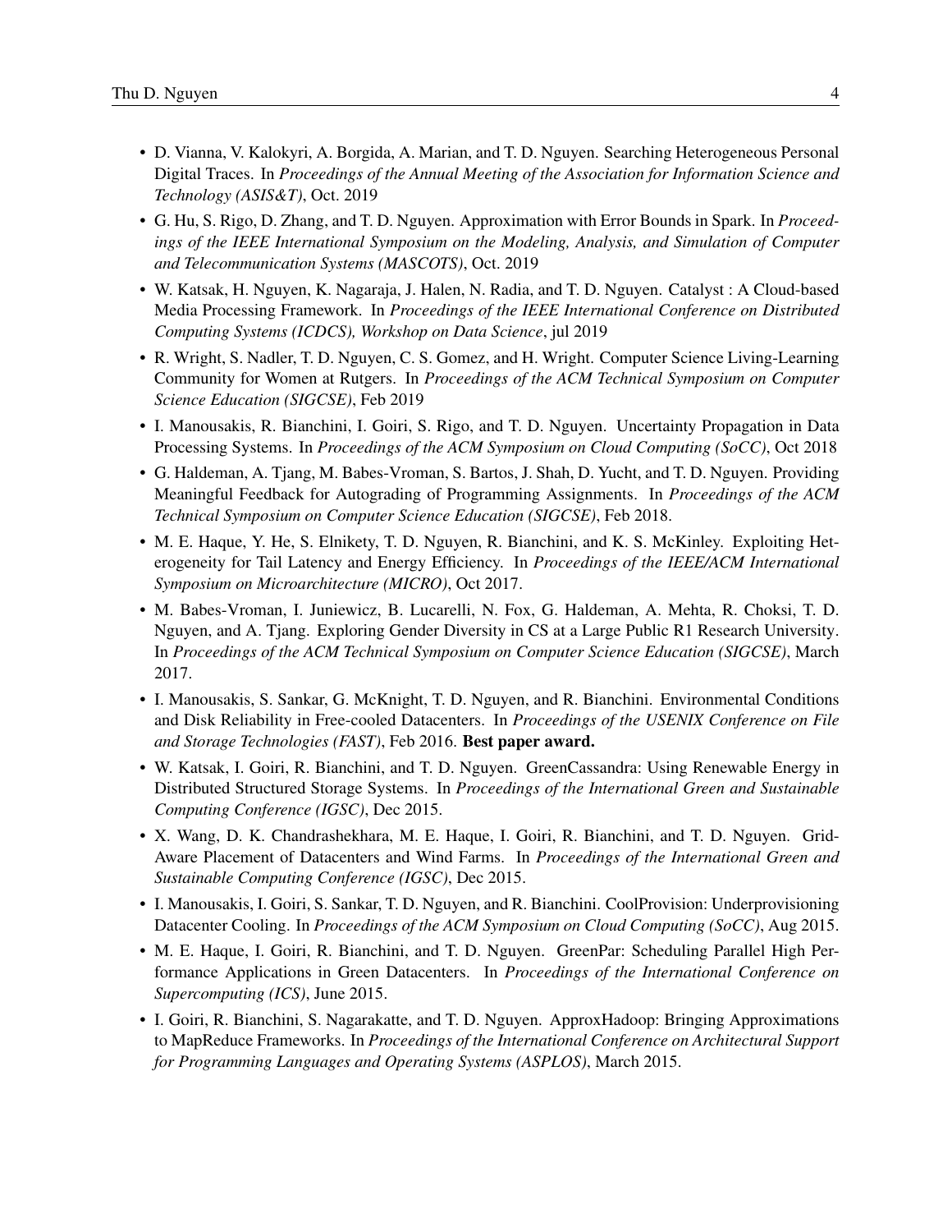- D. Vianna, V. Kalokyri, A. Borgida, A. Marian, and T. D. Nguyen. Searching Heterogeneous Personal Digital Traces. In *Proceedings of the Annual Meeting of the Association for Information Science and Technology (ASIS&T)*, Oct. 2019
- G. Hu, S. Rigo, D. Zhang, and T. D. Nguyen. Approximation with Error Bounds in Spark. In *Proceedings of the IEEE International Symposium on the Modeling, Analysis, and Simulation of Computer and Telecommunication Systems (MASCOTS)*, Oct. 2019
- W. Katsak, H. Nguyen, K. Nagaraja, J. Halen, N. Radia, and T. D. Nguyen. Catalyst : A Cloud-based Media Processing Framework. In *Proceedings of the IEEE International Conference on Distributed Computing Systems (ICDCS), Workshop on Data Science*, jul 2019
- R. Wright, S. Nadler, T. D. Nguyen, C. S. Gomez, and H. Wright. Computer Science Living-Learning Community for Women at Rutgers. In *Proceedings of the ACM Technical Symposium on Computer Science Education (SIGCSE)*, Feb 2019
- I. Manousakis, R. Bianchini, I. Goiri, S. Rigo, and T. D. Nguyen. Uncertainty Propagation in Data Processing Systems. In *Proceedings of the ACM Symposium on Cloud Computing (SoCC)*, Oct 2018
- G. Haldeman, A. Tjang, M. Babes-Vroman, S. Bartos, J. Shah, D. Yucht, and T. D. Nguyen. Providing Meaningful Feedback for Autograding of Programming Assignments. In *Proceedings of the ACM Technical Symposium on Computer Science Education (SIGCSE)*, Feb 2018.
- M. E. Haque, Y. He, S. Elnikety, T. D. Nguyen, R. Bianchini, and K. S. McKinley. Exploiting Heterogeneity for Tail Latency and Energy Efficiency. In *Proceedings of the IEEE/ACM International Symposium on Microarchitecture (MICRO)*, Oct 2017.
- M. Babes-Vroman, I. Juniewicz, B. Lucarelli, N. Fox, G. Haldeman, A. Mehta, R. Choksi, T. D. Nguyen, and A. Tjang. Exploring Gender Diversity in CS at a Large Public R1 Research University. In *Proceedings of the ACM Technical Symposium on Computer Science Education (SIGCSE)*, March 2017.
- I. Manousakis, S. Sankar, G. McKnight, T. D. Nguyen, and R. Bianchini. Environmental Conditions and Disk Reliability in Free-cooled Datacenters. In *Proceedings of the USENIX Conference on File and Storage Technologies (FAST)*, Feb 2016. **Best paper award.**
- W. Katsak, I. Goiri, R. Bianchini, and T. D. Nguyen. GreenCassandra: Using Renewable Energy in Distributed Structured Storage Systems. In *Proceedings of the International Green and Sustainable Computing Conference (IGSC)*, Dec 2015.
- X. Wang, D. K. Chandrashekhara, M. E. Haque, I. Goiri, R. Bianchini, and T. D. Nguyen. Grid-Aware Placement of Datacenters and Wind Farms. In *Proceedings of the International Green and Sustainable Computing Conference (IGSC)*, Dec 2015.
- I. Manousakis, I. Goiri, S. Sankar, T. D. Nguyen, and R. Bianchini. CoolProvision: Underprovisioning Datacenter Cooling. In *Proceedings of the ACM Symposium on Cloud Computing (SoCC)*, Aug 2015.
- M. E. Haque, I. Goiri, R. Bianchini, and T. D. Nguyen. GreenPar: Scheduling Parallel High Performance Applications in Green Datacenters. In *Proceedings of the International Conference on Supercomputing (ICS)*, June 2015.
- I. Goiri, R. Bianchini, S. Nagarakatte, and T. D. Nguyen. ApproxHadoop: Bringing Approximations to MapReduce Frameworks. In *Proceedings of the International Conference on Architectural Support for Programming Languages and Operating Systems (ASPLOS)*, March 2015.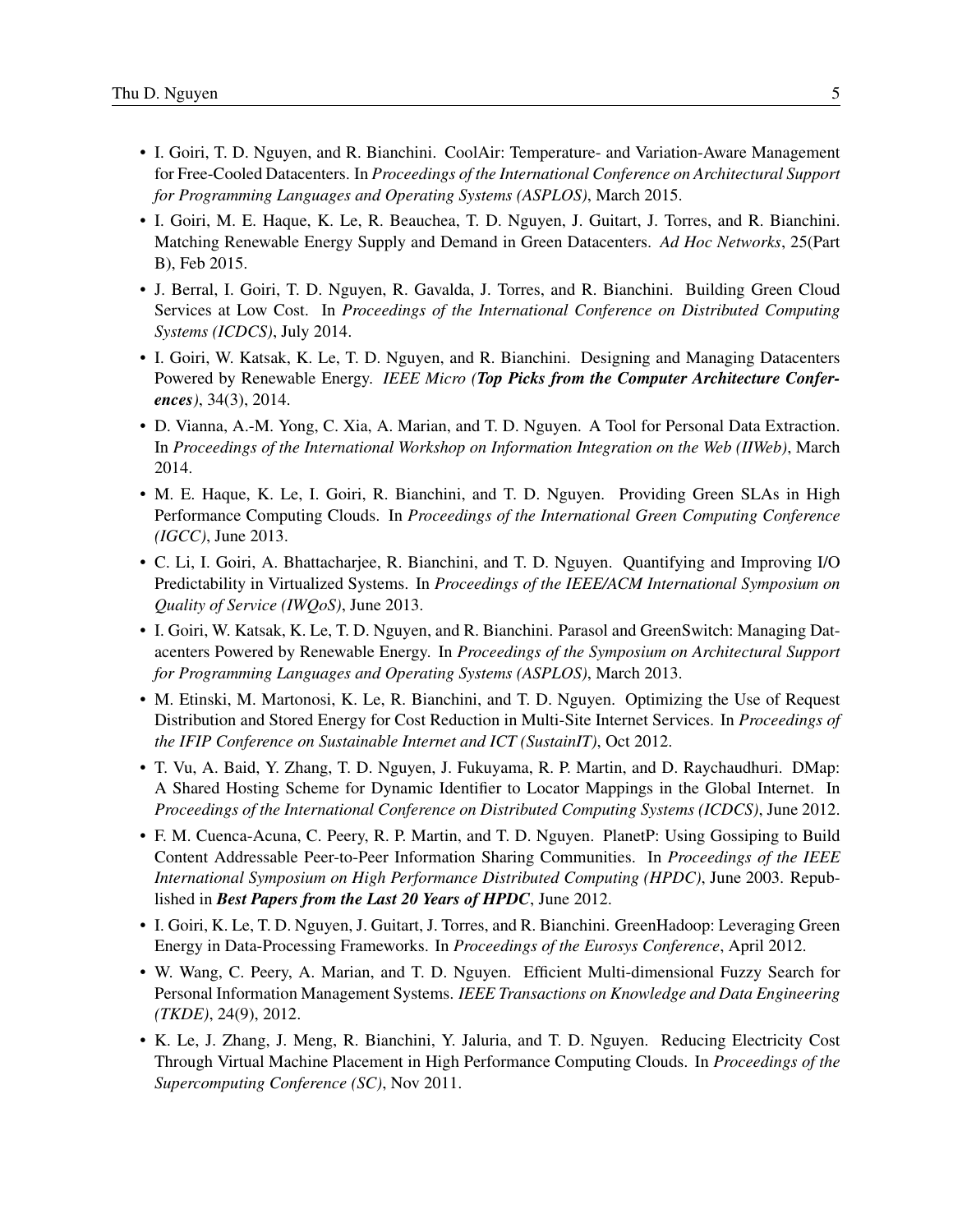- I. Goiri, T. D. Nguyen, and R. Bianchini. CoolAir: Temperature- and Variation-Aware Management for Free-Cooled Datacenters. In *Proceedings of the International Conference on Architectural Support for Programming Languages and Operating Systems (ASPLOS)*, March 2015.
- I. Goiri, M. E. Haque, K. Le, R. Beauchea, T. D. Nguyen, J. Guitart, J. Torres, and R. Bianchini. Matching Renewable Energy Supply and Demand in Green Datacenters. *Ad Hoc Networks*, 25(Part B), Feb 2015.
- J. Berral, I. Goiri, T. D. Nguyen, R. Gavalda, J. Torres, and R. Bianchini. Building Green Cloud Services at Low Cost. In *Proceedings of the International Conference on Distributed Computing Systems (ICDCS)*, July 2014.
- I. Goiri, W. Katsak, K. Le, T. D. Nguyen, and R. Bianchini. Designing and Managing Datacenters Powered by Renewable Energy. *IEEE Micro (**Top Picks from the Computer Architecture Conferences**)*, 34(3), 2014.
- D. Vianna, A.-M. Yong, C. Xia, A. Marian, and T. D. Nguyen. A Tool for Personal Data Extraction. In *Proceedings of the International Workshop on Information Integration on the Web (IIWeb)*, March 2014.
- M. E. Haque, K. Le, I. Goiri, R. Bianchini, and T. D. Nguyen. Providing Green SLAs in High Performance Computing Clouds. In *Proceedings of the International Green Computing Conference (IGCC)*, June 2013.
- C. Li, I. Goiri, A. Bhattacharjee, R. Bianchini, and T. D. Nguyen. Quantifying and Improving I/O Predictability in Virtualized Systems. In *Proceedings of the IEEE/ACM International Symposium on Quality of Service (IWQoS)*, June 2013.
- I. Goiri, W. Katsak, K. Le, T. D. Nguyen, and R. Bianchini. Parasol and GreenSwitch: Managing Datacenters Powered by Renewable Energy. In *Proceedings of the Symposium on Architectural Support for Programming Languages and Operating Systems (ASPLOS)*, March 2013.
- M. Etinski, M. Martonosi, K. Le, R. Bianchini, and T. D. Nguyen. Optimizing the Use of Request Distribution and Stored Energy for Cost Reduction in Multi-Site Internet Services. In *Proceedings of the IFIP Conference on Sustainable Internet and ICT (SustainIT)*, Oct 2012.
- T. Vu, A. Baid, Y. Zhang, T. D. Nguyen, J. Fukuyama, R. P. Martin, and D. Raychaudhuri. DMap: A Shared Hosting Scheme for Dynamic Identifier to Locator Mappings in the Global Internet. In *Proceedings of the International Conference on Distributed Computing Systems (ICDCS)*, June 2012.
- F. M. Cuenca-Acuna, C. Peery, R. P. Martin, and T. D. Nguyen. PlanetP: Using Gossiping to Build Content Addressable Peer-to-Peer Information Sharing Communities. In *Proceedings of the IEEE International Symposium on High Performance Distributed Computing (HPDC)*, June 2003. Republished in ***Best Papers from the Last 20 Years of HPDC***, June 2012.
- I. Goiri, K. Le, T. D. Nguyen, J. Guitart, J. Torres, and R. Bianchini. GreenHadoop: Leveraging Green Energy in Data-Processing Frameworks. In *Proceedings of the Eurosys Conference*, April 2012.
- W. Wang, C. Peery, A. Marian, and T. D. Nguyen. Efficient Multi-dimensional Fuzzy Search for Personal Information Management Systems. *IEEE Transactions on Knowledge and Data Engineering (TKDE)*, 24(9), 2012.
- K. Le, J. Zhang, J. Meng, R. Bianchini, Y. Jaluria, and T. D. Nguyen. Reducing Electricity Cost Through Virtual Machine Placement in High Performance Computing Clouds. In *Proceedings of the Supercomputing Conference (SC)*, Nov 2011.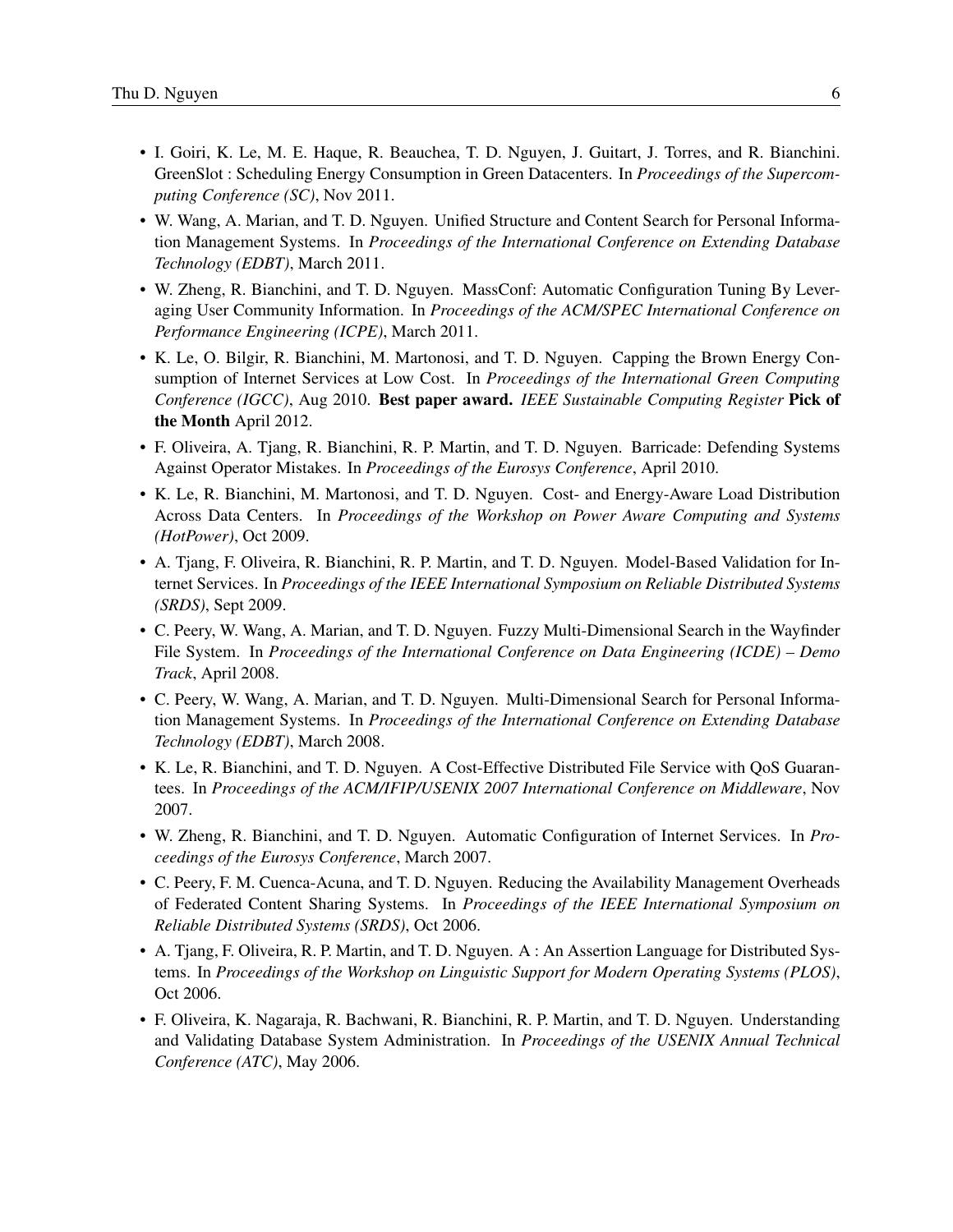- I. Goiri, K. Le, M. E. Haque, R. Beauchea, T. D. Nguyen, J. Guitart, J. Torres, and R. Bianchini. GreenSlot : Scheduling Energy Consumption in Green Datacenters. In *Proceedings of the Supercomputing Conference (SC)*, Nov 2011.
- W. Wang, A. Marian, and T. D. Nguyen. Unified Structure and Content Search for Personal Information Management Systems. In *Proceedings of the International Conference on Extending Database Technology (EDBT)*, March 2011.
- W. Zheng, R. Bianchini, and T. D. Nguyen. MassConf: Automatic Configuration Tuning By Leveraging User Community Information. In *Proceedings of the ACM/SPEC International Conference on Performance Engineering (ICPE)*, March 2011.
- K. Le, O. Bilgir, R. Bianchini, M. Martonosi, and T. D. Nguyen. Capping the Brown Energy Consumption of Internet Services at Low Cost. In *Proceedings of the International Green Computing Conference (IGCC)*, Aug 2010. **Best paper award.** *IEEE Sustainable Computing Register* **Pick of the Month** April 2012.
- F. Oliveira, A. Tjang, R. Bianchini, R. P. Martin, and T. D. Nguyen. Barricade: Defending Systems Against Operator Mistakes. In *Proceedings of the Eurosys Conference*, April 2010.
- K. Le, R. Bianchini, M. Martonosi, and T. D. Nguyen. Cost- and Energy-Aware Load Distribution Across Data Centers. In *Proceedings of the Workshop on Power Aware Computing and Systems (HotPower)*, Oct 2009.
- A. Tjang, F. Oliveira, R. Bianchini, R. P. Martin, and T. D. Nguyen. Model-Based Validation for Internet Services. In *Proceedings of the IEEE International Symposium on Reliable Distributed Systems (SRDS)*, Sept 2009.
- C. Peery, W. Wang, A. Marian, and T. D. Nguyen. Fuzzy Multi-Dimensional Search in the Wayfinder File System. In *Proceedings of the International Conference on Data Engineering (ICDE) – Demo Track*, April 2008.
- C. Peery, W. Wang, A. Marian, and T. D. Nguyen. Multi-Dimensional Search for Personal Information Management Systems. In *Proceedings of the International Conference on Extending Database Technology (EDBT)*, March 2008.
- K. Le, R. Bianchini, and T. D. Nguyen. A Cost-Effective Distributed File Service with QoS Guarantees. In *Proceedings of the ACM/IFIP/USENIX 2007 International Conference on Middleware*, Nov 2007.
- W. Zheng, R. Bianchini, and T. D. Nguyen. Automatic Configuration of Internet Services. In *Proceedings of the Eurosys Conference*, March 2007.
- C. Peery, F. M. Cuenca-Acuna, and T. D. Nguyen. Reducing the Availability Management Overheads of Federated Content Sharing Systems. In *Proceedings of the IEEE International Symposium on Reliable Distributed Systems (SRDS)*, Oct 2006.
- A. Tjang, F. Oliveira, R. P. Martin, and T. D. Nguyen. A : An Assertion Language for Distributed Systems. In *Proceedings of the Workshop on Linguistic Support for Modern Operating Systems (PLOS)*, Oct 2006.
- F. Oliveira, K. Nagaraja, R. Bachwani, R. Bianchini, R. P. Martin, and T. D. Nguyen. Understanding and Validating Database System Administration. In *Proceedings of the USENIX Annual Technical Conference (ATC)*, May 2006.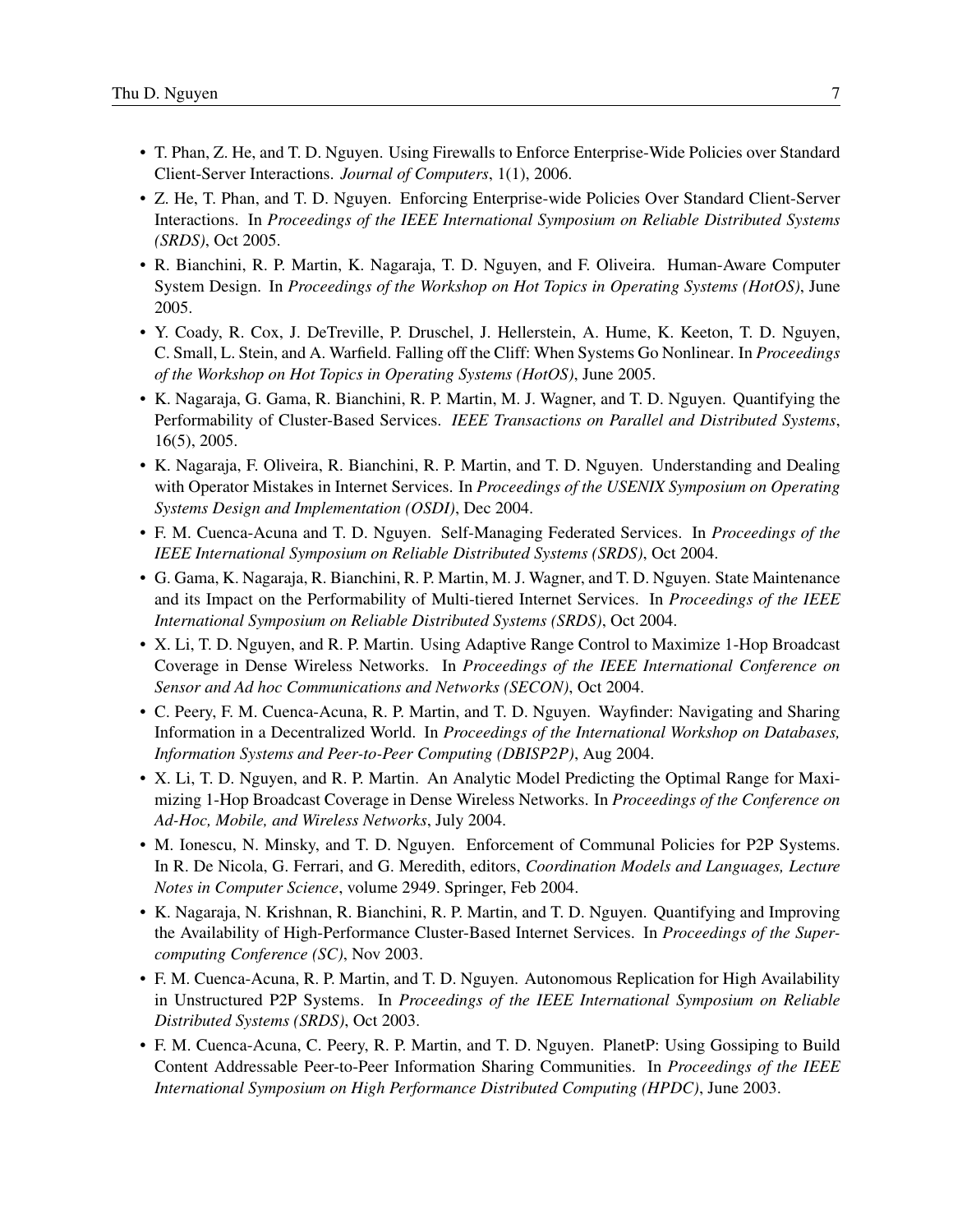- T. Phan, Z. He, and T. D. Nguyen. Using Firewalls to Enforce Enterprise-Wide Policies over Standard Client-Server Interactions. *Journal of Computers*, 1(1), 2006.
- Z. He, T. Phan, and T. D. Nguyen. Enforcing Enterprise-wide Policies Over Standard Client-Server Interactions. In *Proceedings of the IEEE International Symposium on Reliable Distributed Systems (SRDS)*, Oct 2005.
- R. Bianchini, R. P. Martin, K. Nagaraja, T. D. Nguyen, and F. Oliveira. Human-Aware Computer System Design. In *Proceedings of the Workshop on Hot Topics in Operating Systems (HotOS)*, June 2005.
- Y. Coady, R. Cox, J. DeTreville, P. Druschel, J. Hellerstein, A. Hume, K. Keeton, T. D. Nguyen, C. Small, L. Stein, and A. Warfield. Falling off the Cliff: When Systems Go Nonlinear. In *Proceedings of the Workshop on Hot Topics in Operating Systems (HotOS)*, June 2005.
- K. Nagaraja, G. Gama, R. Bianchini, R. P. Martin, M. J. Wagner, and T. D. Nguyen. Quantifying the Performability of Cluster-Based Services. *IEEE Transactions on Parallel and Distributed Systems*, 16(5), 2005.
- K. Nagaraja, F. Oliveira, R. Bianchini, R. P. Martin, and T. D. Nguyen. Understanding and Dealing with Operator Mistakes in Internet Services. In *Proceedings of the USENIX Symposium on Operating Systems Design and Implementation (OSDI)*, Dec 2004.
- F. M. Cuenca-Acuna and T. D. Nguyen. Self-Managing Federated Services. In *Proceedings of the IEEE International Symposium on Reliable Distributed Systems (SRDS)*, Oct 2004.
- G. Gama, K. Nagaraja, R. Bianchini, R. P. Martin, M. J. Wagner, and T. D. Nguyen. State Maintenance and its Impact on the Performability of Multi-tiered Internet Services. In *Proceedings of the IEEE International Symposium on Reliable Distributed Systems (SRDS)*, Oct 2004.
- X. Li, T. D. Nguyen, and R. P. Martin. Using Adaptive Range Control to Maximize 1-Hop Broadcast Coverage in Dense Wireless Networks. In *Proceedings of the IEEE International Conference on Sensor and Ad hoc Communications and Networks (SECON)*, Oct 2004.
- C. Peery, F. M. Cuenca-Acuna, R. P. Martin, and T. D. Nguyen. Wayfinder: Navigating and Sharing Information in a Decentralized World. In *Proceedings of the International Workshop on Databases, Information Systems and Peer-to-Peer Computing (DBISP2P)*, Aug 2004.
- X. Li, T. D. Nguyen, and R. P. Martin. An Analytic Model Predicting the Optimal Range for Maximizing 1-Hop Broadcast Coverage in Dense Wireless Networks. In *Proceedings of the Conference on Ad-Hoc, Mobile, and Wireless Networks*, July 2004.
- M. Ionescu, N. Minsky, and T. D. Nguyen. Enforcement of Communal Policies for P2P Systems. In R. De Nicola, G. Ferrari, and G. Meredith, editors, *Coordination Models and Languages, Lecture Notes in Computer Science*, volume 2949. Springer, Feb 2004.
- K. Nagaraja, N. Krishnan, R. Bianchini, R. P. Martin, and T. D. Nguyen. Quantifying and Improving the Availability of High-Performance Cluster-Based Internet Services. In *Proceedings of the Supercomputing Conference (SC)*, Nov 2003.
- F. M. Cuenca-Acuna, R. P. Martin, and T. D. Nguyen. Autonomous Replication for High Availability in Unstructured P2P Systems. In *Proceedings of the IEEE International Symposium on Reliable Distributed Systems (SRDS)*, Oct 2003.
- F. M. Cuenca-Acuna, C. Peery, R. P. Martin, and T. D. Nguyen. PlanetP: Using Gossiping to Build Content Addressable Peer-to-Peer Information Sharing Communities. In *Proceedings of the IEEE International Symposium on High Performance Distributed Computing (HPDC)*, June 2003.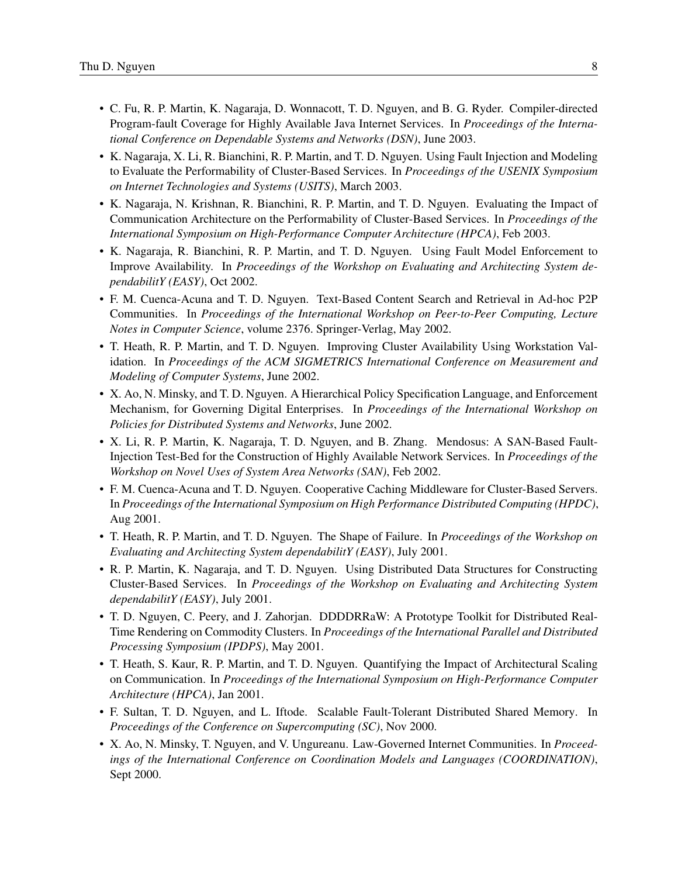- C. Fu, R. P. Martin, K. Nagaraja, D. Wonnacott, T. D. Nguyen, and B. G. Ryder. Compiler-directed Program-fault Coverage for Highly Available Java Internet Services. In *Proceedings of the International Conference on Dependable Systems and Networks (DSN)*, June 2003.
- K. Nagaraja, X. Li, R. Bianchini, R. P. Martin, and T. D. Nguyen. Using Fault Injection and Modeling to Evaluate the Performability of Cluster-Based Services. In *Proceedings of the USENIX Symposium on Internet Technologies and Systems (USITS)*, March 2003.
- K. Nagaraja, N. Krishnan, R. Bianchini, R. P. Martin, and T. D. Nguyen. Evaluating the Impact of Communication Architecture on the Performability of Cluster-Based Services. In *Proceedings of the International Symposium on High-Performance Computer Architecture (HPCA)*, Feb 2003.
- K. Nagaraja, R. Bianchini, R. P. Martin, and T. D. Nguyen. Using Fault Model Enforcement to Improve Availability. In *Proceedings of the Workshop on Evaluating and Architecting System dependabilitY (EASY)*, Oct 2002.
- F. M. Cuenca-Acuna and T. D. Nguyen. Text-Based Content Search and Retrieval in Ad-hoc P2P Communities. In *Proceedings of the International Workshop on Peer-to-Peer Computing, Lecture Notes in Computer Science*, volume 2376. Springer-Verlag, May 2002.
- T. Heath, R. P. Martin, and T. D. Nguyen. Improving Cluster Availability Using Workstation Validation. In *Proceedings of the ACM SIGMETRICS International Conference on Measurement and Modeling of Computer Systems*, June 2002.
- X. Ao, N. Minsky, and T. D. Nguyen. A Hierarchical Policy Specification Language, and Enforcement Mechanism, for Governing Digital Enterprises. In *Proceedings of the International Workshop on Policies for Distributed Systems and Networks*, June 2002.
- X. Li, R. P. Martin, K. Nagaraja, T. D. Nguyen, and B. Zhang. Mendosus: A SAN-Based Fault-Injection Test-Bed for the Construction of Highly Available Network Services. In *Proceedings of the Workshop on Novel Uses of System Area Networks (SAN)*, Feb 2002.
- F. M. Cuenca-Acuna and T. D. Nguyen. Cooperative Caching Middleware for Cluster-Based Servers. In *Proceedings of the International Symposium on High Performance Distributed Computing (HPDC)*, Aug 2001.
- T. Heath, R. P. Martin, and T. D. Nguyen. The Shape of Failure. In *Proceedings of the Workshop on Evaluating and Architecting System dependabilitY (EASY)*, July 2001.
- R. P. Martin, K. Nagaraja, and T. D. Nguyen. Using Distributed Data Structures for Constructing Cluster-Based Services. In *Proceedings of the Workshop on Evaluating and Architecting System dependabilitY (EASY)*, July 2001.
- T. D. Nguyen, C. Peery, and J. Zahorjan. DDDDRRaW: A Prototype Toolkit for Distributed Real-Time Rendering on Commodity Clusters. In *Proceedings of the International Parallel and Distributed Processing Symposium (IPDPS)*, May 2001.
- T. Heath, S. Kaur, R. P. Martin, and T. D. Nguyen. Quantifying the Impact of Architectural Scaling on Communication. In *Proceedings of the International Symposium on High-Performance Computer Architecture (HPCA)*, Jan 2001.
- F. Sultan, T. D. Nguyen, and L. Iftode. Scalable Fault-Tolerant Distributed Shared Memory. In *Proceedings of the Conference on Supercomputing (SC)*, Nov 2000.
- X. Ao, N. Minsky, T. Nguyen, and V. Ungureanu. Law-Governed Internet Communities. In *Proceedings of the International Conference on Coordination Models and Languages (COORDINATION)*, Sept 2000.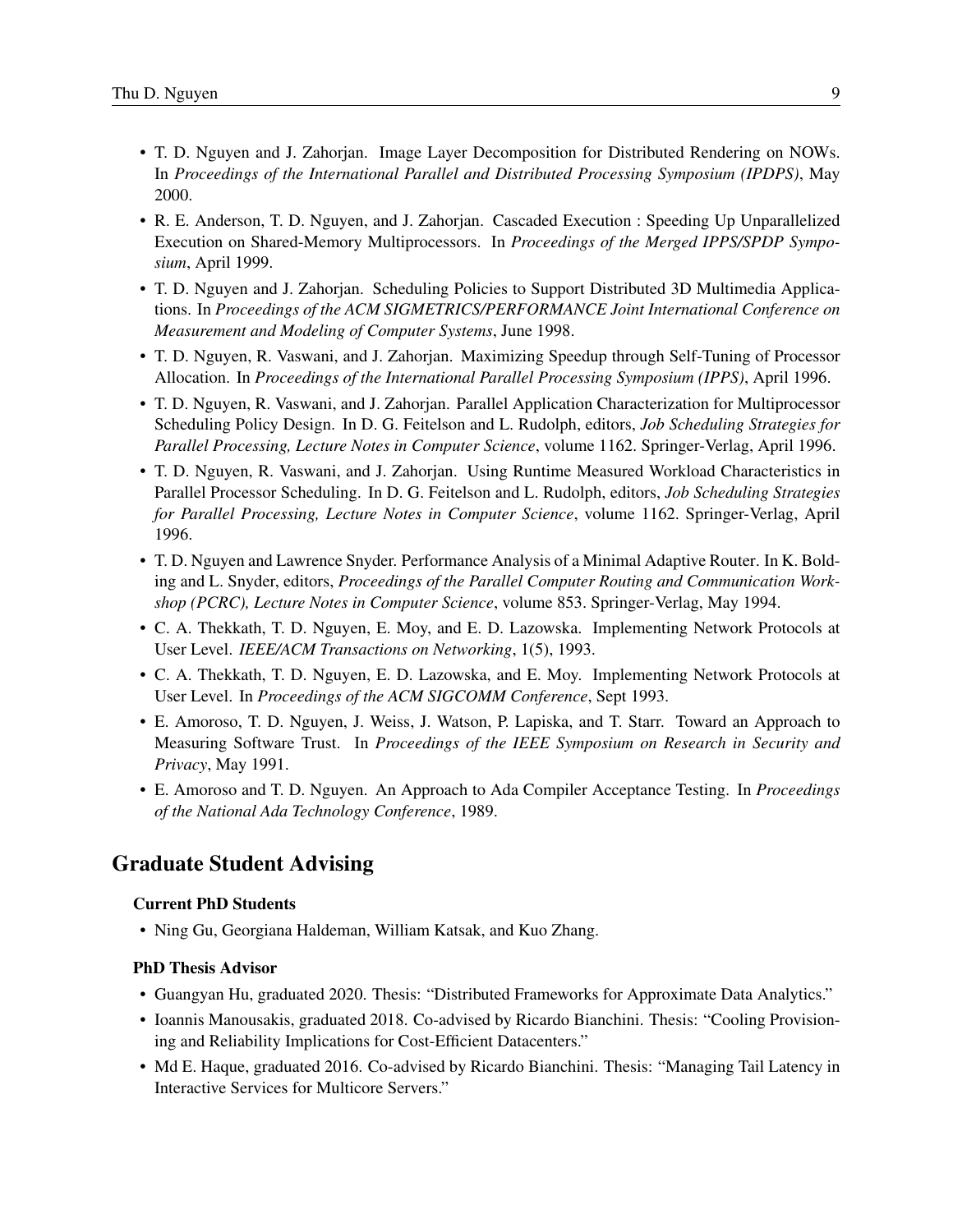- T. D. Nguyen and J. Zahorjan. Image Layer Decomposition for Distributed Rendering on NOWs. In *Proceedings of the International Parallel and Distributed Processing Symposium (IPDPS)*, May 2000.
- R. E. Anderson, T. D. Nguyen, and J. Zahorjan. Cascaded Execution : Speeding Up Unparallelized Execution on Shared-Memory Multiprocessors. In *Proceedings of the Merged IPPS/SPDP Symposium*, April 1999.
- T. D. Nguyen and J. Zahorjan. Scheduling Policies to Support Distributed 3D Multimedia Applications. In *Proceedings of the ACM SIGMETRICS/PERFORMANCE Joint International Conference on Measurement and Modeling of Computer Systems*, June 1998.
- T. D. Nguyen, R. Vaswani, and J. Zahorjan. Maximizing Speedup through Self-Tuning of Processor Allocation. In *Proceedings of the International Parallel Processing Symposium (IPPS)*, April 1996.
- T. D. Nguyen, R. Vaswani, and J. Zahorjan. Parallel Application Characterization for Multiprocessor Scheduling Policy Design. In D. G. Feitelson and L. Rudolph, editors, *Job Scheduling Strategies for Parallel Processing, Lecture Notes in Computer Science*, volume 1162. Springer-Verlag, April 1996.
- T. D. Nguyen, R. Vaswani, and J. Zahorjan. Using Runtime Measured Workload Characteristics in Parallel Processor Scheduling. In D. G. Feitelson and L. Rudolph, editors, *Job Scheduling Strategies for Parallel Processing, Lecture Notes in Computer Science*, volume 1162. Springer-Verlag, April 1996.
- T. D. Nguyen and Lawrence Snyder. Performance Analysis of a Minimal Adaptive Router. In K. Bolding and L. Snyder, editors, *Proceedings of the Parallel Computer Routing and Communication Workshop (PCRC), Lecture Notes in Computer Science*, volume 853. Springer-Verlag, May 1994.
- C. A. Thekkath, T. D. Nguyen, E. Moy, and E. D. Lazowska. Implementing Network Protocols at User Level. *IEEE/ACM Transactions on Networking*, 1(5), 1993.
- C. A. Thekkath, T. D. Nguyen, E. D. Lazowska, and E. Moy. Implementing Network Protocols at User Level. In *Proceedings of the ACM SIGCOMM Conference*, Sept 1993.
- E. Amoroso, T. D. Nguyen, J. Weiss, J. Watson, P. Lapiska, and T. Starr. Toward an Approach to Measuring Software Trust. In *Proceedings of the IEEE Symposium on Research in Security and Privacy*, May 1991.
- E. Amoroso and T. D. Nguyen. An Approach to Ada Compiler Acceptance Testing. In *Proceedings of the National Ada Technology Conference*, 1989.

## Graduate Student Advising

### Current PhD Students

- Ning Gu, Georgiana Haldeman, William Katsak, and Kuo Zhang.

### PhD Thesis Advisor

- Guangyan Hu, graduated 2020. Thesis: "Distributed Frameworks for Approximate Data Analytics."
- Ioannis Manousakis, graduated 2018. Co-advised by Ricardo Bianchini. Thesis: "Cooling Provisioning and Reliability Implications for Cost-Efficient Datacenters."
- Md E. Haque, graduated 2016. Co-advised by Ricardo Bianchini. Thesis: "Managing Tail Latency in Interactive Services for Multicore Servers."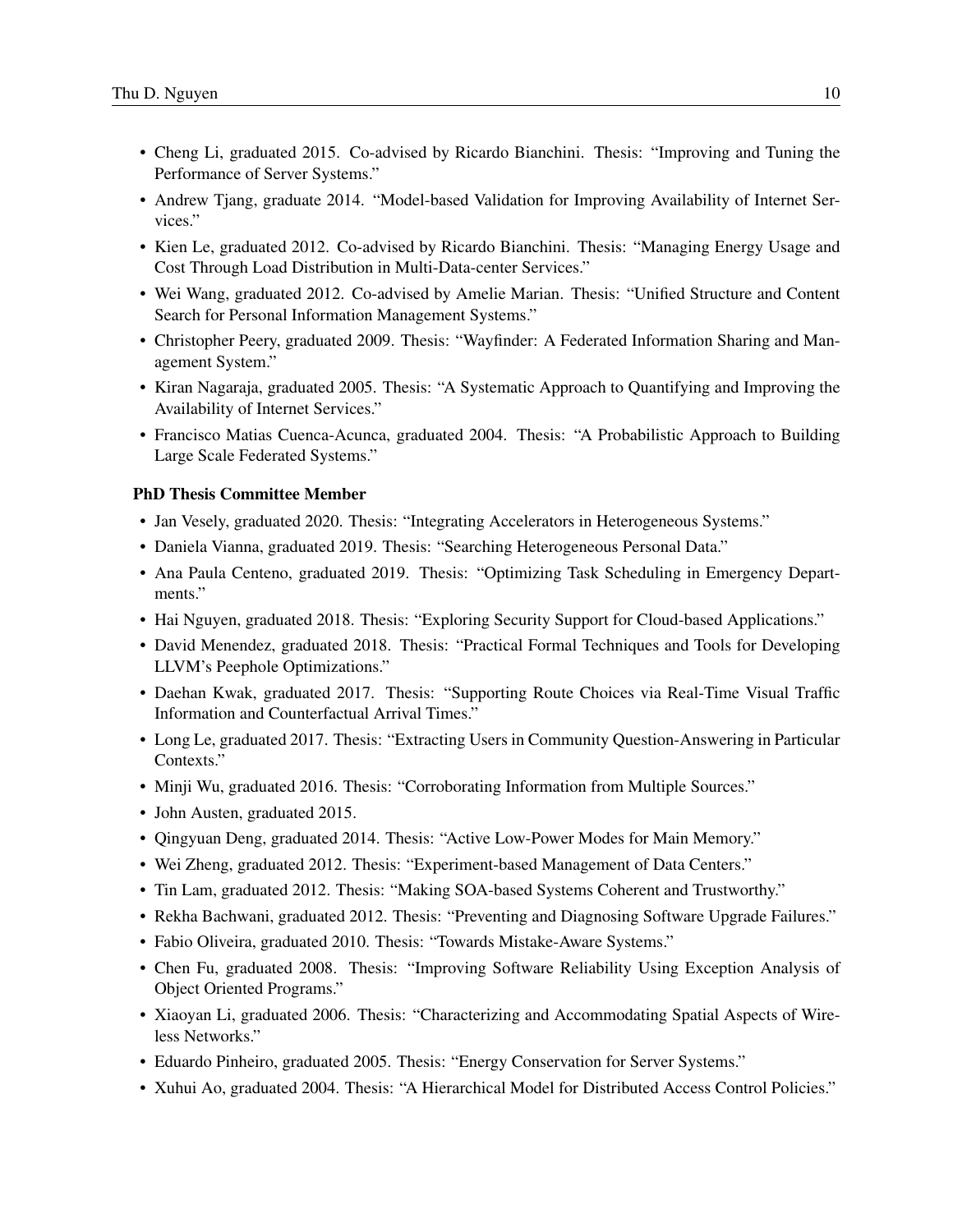- Cheng Li, graduated 2015. Co-advised by Ricardo Bianchini. Thesis: "Improving and Tuning the Performance of Server Systems."
- Andrew Tjang, graduate 2014. "Model-based Validation for Improving Availability of Internet Services."
- Kien Le, graduated 2012. Co-advised by Ricardo Bianchini. Thesis: "Managing Energy Usage and Cost Through Load Distribution in Multi-Data-center Services."
- Wei Wang, graduated 2012. Co-advised by Amelie Marian. Thesis: "Unified Structure and Content Search for Personal Information Management Systems."
- Christopher Peery, graduated 2009. Thesis: "Wayfinder: A Federated Information Sharing and Management System."
- Kiran Nagaraja, graduated 2005. Thesis: "A Systematic Approach to Quantifying and Improving the Availability of Internet Services."
- Francisco Matias Cuenca-Acunca, graduated 2004. Thesis: "A Probabilistic Approach to Building Large Scale Federated Systems."

**PhD Thesis Committee Member**

- Jan Vesely, graduated 2020. Thesis: "Integrating Accelerators in Heterogeneous Systems."
- Daniela Vianna, graduated 2019. Thesis: "Searching Heterogeneous Personal Data."
- Ana Paula Centeno, graduated 2019. Thesis: "Optimizing Task Scheduling in Emergency Departments."
- Hai Nguyen, graduated 2018. Thesis: "Exploring Security Support for Cloud-based Applications."
- David Menendez, graduated 2018. Thesis: "Practical Formal Techniques and Tools for Developing LLVM's Peephole Optimizations."
- Daehan Kwak, graduated 2017. Thesis: "Supporting Route Choices via Real-Time Visual Traffic Information and Counterfactual Arrival Times."
- Long Le, graduated 2017. Thesis: "Extracting Users in Community Question-Answering in Particular Contexts."
- Minji Wu, graduated 2016. Thesis: "Corroborating Information from Multiple Sources."
- John Austen, graduated 2015.
- Qingyuan Deng, graduated 2014. Thesis: "Active Low-Power Modes for Main Memory."
- Wei Zheng, graduated 2012. Thesis: "Experiment-based Management of Data Centers."
- Tin Lam, graduated 2012. Thesis: "Making SOA-based Systems Coherent and Trustworthy."
- Rekha Bachwani, graduated 2012. Thesis: "Preventing and Diagnosing Software Upgrade Failures."
- Fabio Oliveira, graduated 2010. Thesis: "Towards Mistake-Aware Systems."
- Chen Fu, graduated 2008. Thesis: "Improving Software Reliability Using Exception Analysis of Object Oriented Programs."
- Xiaoyan Li, graduated 2006. Thesis: "Characterizing and Accommodating Spatial Aspects of Wireless Networks."
- Eduardo Pinheiro, graduated 2005. Thesis: "Energy Conservation for Server Systems."
- Xuhui Ao, graduated 2004. Thesis: "A Hierarchical Model for Distributed Access Control Policies."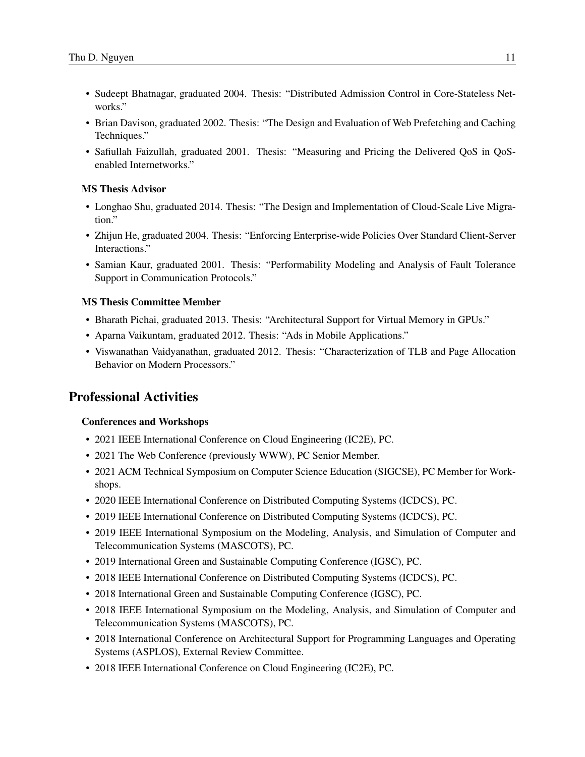- Sudeept Bhatnagar, graduated 2004. Thesis: "Distributed Admission Control in Core-Stateless Networks."
- Brian Davison, graduated 2002. Thesis: "The Design and Evaluation of Web Prefetching and Caching Techniques."
- Safiullah Faizullah, graduated 2001. Thesis: "Measuring and Pricing the Delivered QoS in QoS-enabled Internetworks."

### MS Thesis Advisor

- Longhao Shu, graduated 2014. Thesis: "The Design and Implementation of Cloud-Scale Live Migration."
- Zhijun He, graduated 2004. Thesis: "Enforcing Enterprise-wide Policies Over Standard Client-Server Interactions."
- Samian Kaur, graduated 2001. Thesis: "Performability Modeling and Analysis of Fault Tolerance Support in Communication Protocols."

### MS Thesis Committee Member

- Bharath Pichai, graduated 2013. Thesis: "Architectural Support for Virtual Memory in GPUs."
- Aparna Vaikuntam, graduated 2012. Thesis: "Ads in Mobile Applications."
- Viswanathan Vaidyanathan, graduated 2012. Thesis: "Characterization of TLB and Page Allocation Behavior on Modern Processors."

## Professional Activities

### Conferences and Workshops

- 2021 IEEE International Conference on Cloud Engineering (IC2E), PC.
- 2021 The Web Conference (previously WWW), PC Senior Member.
- 2021 ACM Technical Symposium on Computer Science Education (SIGCSE), PC Member for Workshops.
- 2020 IEEE International Conference on Distributed Computing Systems (ICDCS), PC.
- 2019 IEEE International Conference on Distributed Computing Systems (ICDCS), PC.
- 2019 IEEE International Symposium on the Modeling, Analysis, and Simulation of Computer and Telecommunication Systems (MASCOTS), PC.
- 2019 International Green and Sustainable Computing Conference (IGSC), PC.
- 2018 IEEE International Conference on Distributed Computing Systems (ICDCS), PC.
- 2018 International Green and Sustainable Computing Conference (IGSC), PC.
- 2018 IEEE International Symposium on the Modeling, Analysis, and Simulation of Computer and Telecommunication Systems (MASCOTS), PC.
- 2018 International Conference on Architectural Support for Programming Languages and Operating Systems (ASPLOS), External Review Committee.
- 2018 IEEE International Conference on Cloud Engineering (IC2E), PC.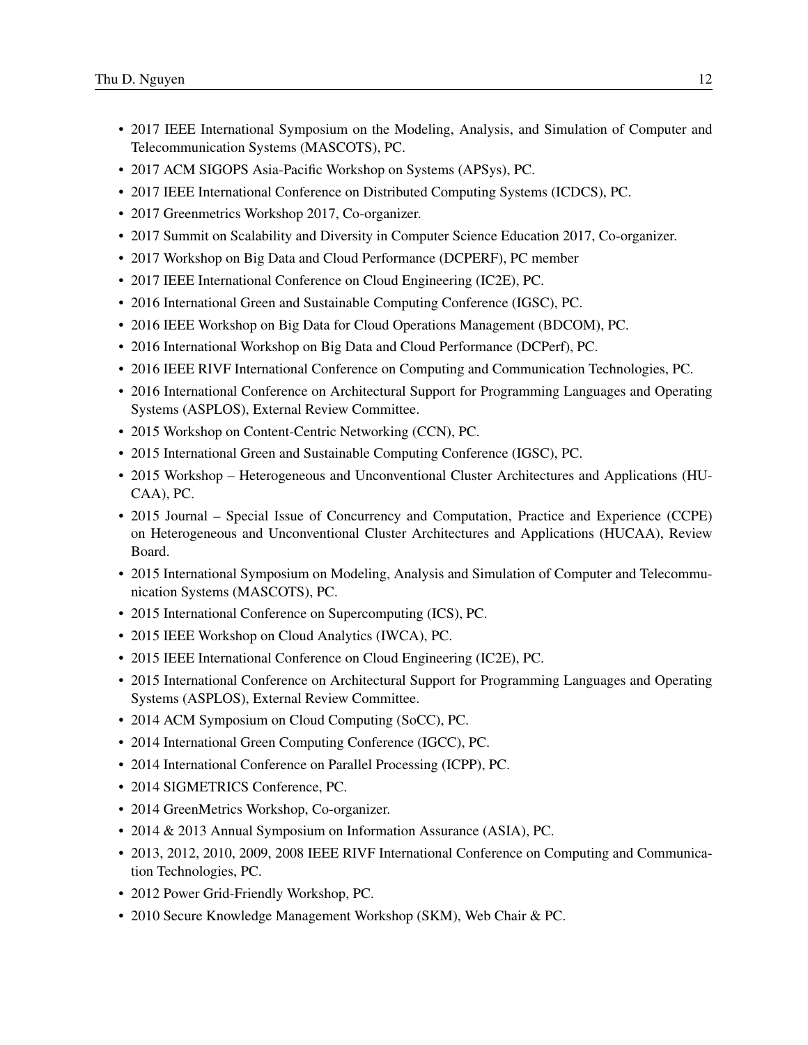- 2017 IEEE International Symposium on the Modeling, Analysis, and Simulation of Computer and Telecommunication Systems (MASCOTS), PC.
- 2017 ACM SIGOPS Asia-Pacific Workshop on Systems (APSys), PC.
- 2017 IEEE International Conference on Distributed Computing Systems (ICDCS), PC.
- 2017 Greenmetrics Workshop 2017, Co-organizer.
- 2017 Summit on Scalability and Diversity in Computer Science Education 2017, Co-organizer.
- 2017 Workshop on Big Data and Cloud Performance (DCPERF), PC member
- 2017 IEEE International Conference on Cloud Engineering (IC2E), PC.
- 2016 International Green and Sustainable Computing Conference (IGSC), PC.
- 2016 IEEE Workshop on Big Data for Cloud Operations Management (BDCOM), PC.
- 2016 International Workshop on Big Data and Cloud Performance (DCPerf), PC.
- 2016 IEEE RIVF International Conference on Computing and Communication Technologies, PC.
- 2016 International Conference on Architectural Support for Programming Languages and Operating Systems (ASPLOS), External Review Committee.
- 2015 Workshop on Content-Centric Networking (CCN), PC.
- 2015 International Green and Sustainable Computing Conference (IGSC), PC.
- 2015 Workshop – Heterogeneous and Unconventional Cluster Architectures and Applications (HUCAA), PC.
- 2015 Journal – Special Issue of Concurrency and Computation, Practice and Experience (CCPE) on Heterogeneous and Unconventional Cluster Architectures and Applications (HUCAA), Review Board.
- 2015 International Symposium on Modeling, Analysis and Simulation of Computer and Telecommunication Systems (MASCOTS), PC.
- 2015 International Conference on Supercomputing (ICS), PC.
- 2015 IEEE Workshop on Cloud Analytics (IWCA), PC.
- 2015 IEEE International Conference on Cloud Engineering (IC2E), PC.
- 2015 International Conference on Architectural Support for Programming Languages and Operating Systems (ASPLOS), External Review Committee.
- 2014 ACM Symposium on Cloud Computing (SoCC), PC.
- 2014 International Green Computing Conference (IGCC), PC.
- 2014 International Conference on Parallel Processing (ICPP), PC.
- 2014 SIGMETRICS Conference, PC.
- 2014 GreenMetrics Workshop, Co-organizer.
- 2014 & 2013 Annual Symposium on Information Assurance (ASIA), PC.
- 2013, 2012, 2010, 2009, 2008 IEEE RIVF International Conference on Computing and Communication Technologies, PC.
- 2012 Power Grid-Friendly Workshop, PC.
- 2010 Secure Knowledge Management Workshop (SKM), Web Chair & PC.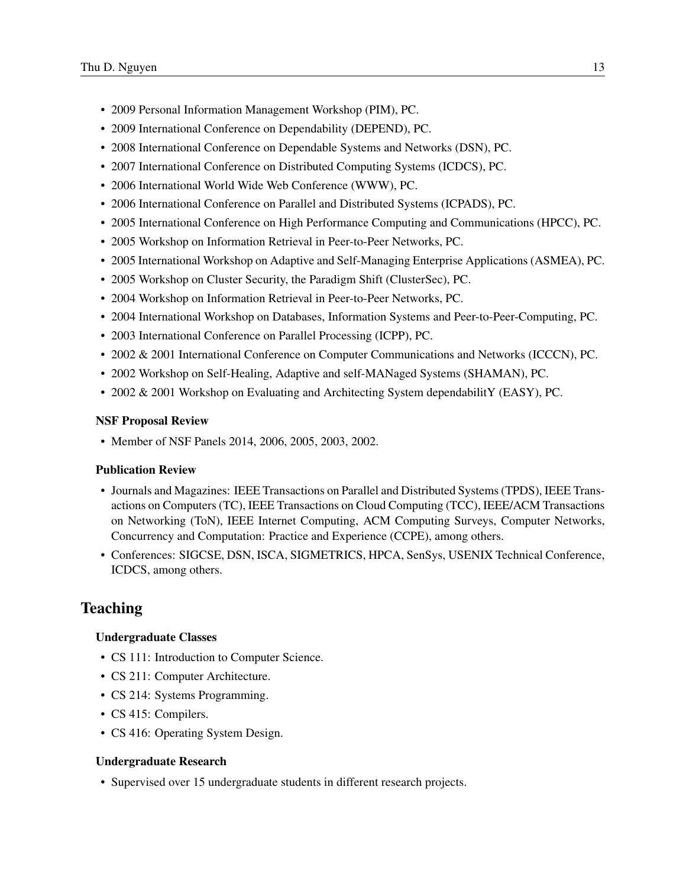- 2009 Personal Information Management Workshop (PIM), PC.
- 2009 International Conference on Dependability (DEPEND), PC.
- 2008 International Conference on Dependable Systems and Networks (DSN), PC.
- 2007 International Conference on Distributed Computing Systems (ICDCS), PC.
- 2006 International World Wide Web Conference (WWW), PC.
- 2006 International Conference on Parallel and Distributed Systems (ICPADS), PC.
- 2005 International Conference on High Performance Computing and Communications (HPCC), PC.
- 2005 Workshop on Information Retrieval in Peer-to-Peer Networks, PC.
- 2005 International Workshop on Adaptive and Self-Managing Enterprise Applications (ASMEA), PC.
- 2005 Workshop on Cluster Security, the Paradigm Shift (ClusterSec), PC.
- 2004 Workshop on Information Retrieval in Peer-to-Peer Networks, PC.
- 2004 International Workshop on Databases, Information Systems and Peer-to-Peer-Computing, PC.
- 2003 International Conference on Parallel Processing (ICPP), PC.
- 2002 & 2001 International Conference on Computer Communications and Networks (ICCCN), PC.
- 2002 Workshop on Self-Healing, Adaptive and self-MANaged Systems (SHAMAN), PC.
- 2002 & 2001 Workshop on Evaluating and Architecting System dependabilitY (EASY), PC.

### NSF Proposal Review

- Member of NSF Panels 2014, 2006, 2005, 2003, 2002.

### Publication Review

- Journals and Magazines: IEEE Transactions on Parallel and Distributed Systems (TPDS), IEEE Transactions on Computers (TC), IEEE Transactions on Cloud Computing (TCC), IEEE/ACM Transactions on Networking (ToN), IEEE Internet Computing, ACM Computing Surveys, Computer Networks, Concurrency and Computation: Practice and Experience (CCPE), among others.
- Conferences: SIGCSE, DSN, ISCA, SIGMETRICS, HPCA, SenSys, USENIX Technical Conference, ICDCS, among others.

## Teaching

### Undergraduate Classes

- CS 111: Introduction to Computer Science.
- CS 211: Computer Architecture.
- CS 214: Systems Programming.
- CS 415: Compilers.
- CS 416: Operating System Design.

### Undergraduate Research

- Supervised over 15 undergraduate students in different research projects.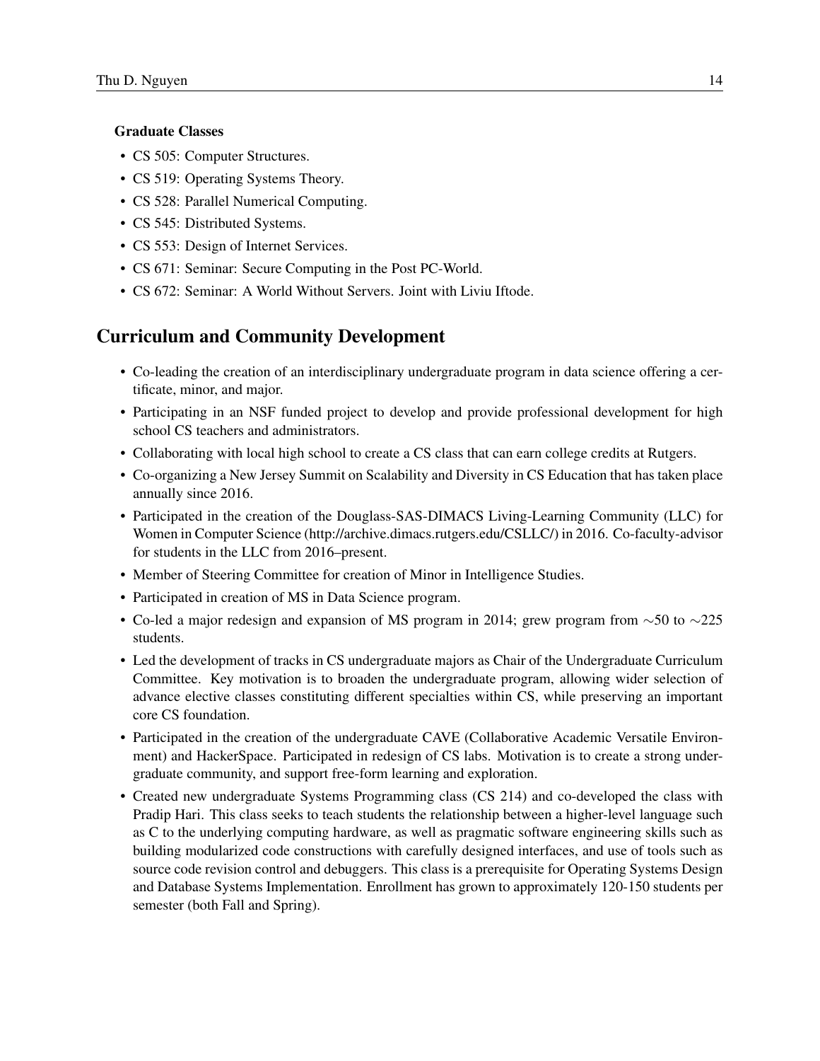### Graduate Classes

- CS 505: Computer Structures.
- CS 519: Operating Systems Theory.
- CS 528: Parallel Numerical Computing.
- CS 545: Distributed Systems.
- CS 553: Design of Internet Services.
- CS 671: Seminar: Secure Computing in the Post PC-World.
- CS 672: Seminar: A World Without Servers. Joint with Liviu Iftode.

## Curriculum and Community Development

- Co-leading the creation of an interdisciplinary undergraduate program in data science offering a certificate, minor, and major.
- Participating in an NSF funded project to develop and provide professional development for high school CS teachers and administrators.
- Collaborating with local high school to create a CS class that can earn college credits at Rutgers.
- Co-organizing a New Jersey Summit on Scalability and Diversity in CS Education that has taken place annually since 2016.
- Participated in the creation of the Douglass-SAS-DIMACS Living-Learning Community (LLC) for Women in Computer Science (http://archive.dimacs.rutgers.edu/CSLLC/) in 2016. Co-faculty-advisor for students in the LLC from 2016–present.
- Member of Steering Committee for creation of Minor in Intelligence Studies.
- Participated in creation of MS in Data Science program.
- Co-led a major redesign and expansion of MS program in 2014; grew program from $\sim$50 to $\sim$225 students.
- Led the development of tracks in CS undergraduate majors as Chair of the Undergraduate Curriculum Committee. Key motivation is to broaden the undergraduate program, allowing wider selection of advance elective classes constituting different specialties within CS, while preserving an important core CS foundation.
- Participated in the creation of the undergraduate CAVE (Collaborative Academic Versatile Environment) and HackerSpace. Participated in redesign of CS labs. Motivation is to create a strong undergraduate community, and support free-form learning and exploration.
- Created new undergraduate Systems Programming class (CS 214) and co-developed the class with Pradip Hari. This class seeks to teach students the relationship between a higher-level language such as C to the underlying computing hardware, as well as pragmatic software engineering skills such as building modularized code constructions with carefully designed interfaces, and use of tools such as source code revision control and debuggers. This class is a prerequisite for Operating Systems Design and Database Systems Implementation. Enrollment has grown to approximately 120-150 students per semester (both Fall and Spring).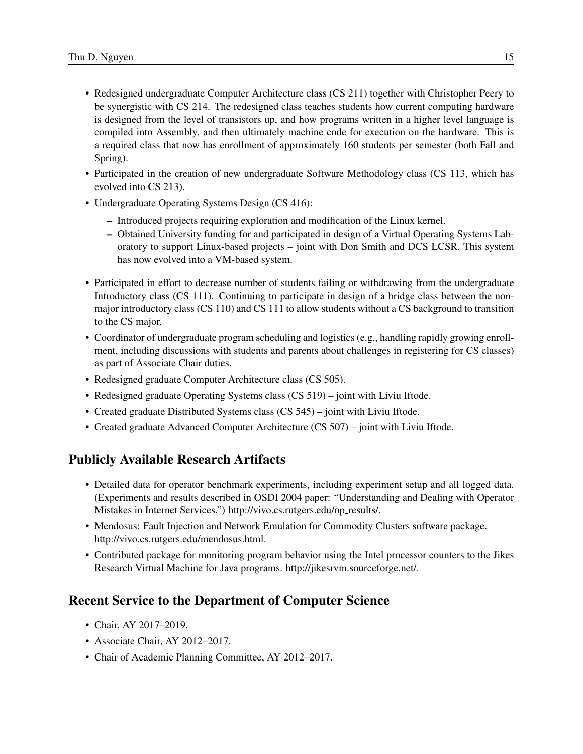- Redesigned undergraduate Computer Architecture class (CS 211) together with Christopher Peery to be synergistic with CS 214. The redesigned class teaches students how current computing hardware is designed from the level of transistors up, and how programs written in a higher level language is compiled into Assembly, and then ultimately machine code for execution on the hardware. This is a required class that now has enrollment of approximately 160 students per semester (both Fall and Spring).
- Participated in the creation of new undergraduate Software Methodology class (CS 113, which has evolved into CS 213).
- Undergraduate Operating Systems Design (CS 416):
  - Introduced projects requiring exploration and modification of the Linux kernel.
  - Obtained University funding for and participated in design of a Virtual Operating Systems Laboratory to support Linux-based projects – joint with Don Smith and DCS LCSR. This system has now evolved into a VM-based system.
- Participated in effort to decrease number of students failing or withdrawing from the undergraduate Introductory class (CS 111). Continuing to participate in design of a bridge class between the non-major introductory class (CS 110) and CS 111 to allow students without a CS background to transition to the CS major.
- Coordinator of undergraduate program scheduling and logistics (e.g., handling rapidly growing enrollment, including discussions with students and parents about challenges in registering for CS classes) as part of Associate Chair duties.
- Redesigned graduate Computer Architecture class (CS 505).
- Redesigned graduate Operating Systems class (CS 519) – joint with Liviu Iftode.
- Created graduate Distributed Systems class (CS 545) – joint with Liviu Iftode.
- Created graduate Advanced Computer Architecture (CS 507) – joint with Liviu Iftode.

## Publicly Available Research Artifacts

- Detailed data for operator benchmark experiments, including experiment setup and all logged data. (Experiments and results described in OSDI 2004 paper: "Understanding and Dealing with Operator Mistakes in Internet Services.") http://vivo.cs.rutgers.edu/op_results/.
- Mendosus: Fault Injection and Network Emulation for Commodity Clusters software package. http://vivo.cs.rutgers.edu/mendosus.html.
- Contributed package for monitoring program behavior using the Intel processor counters to the Jikes Research Virtual Machine for Java programs. http://jikesrvm.sourceforge.net/.

## Recent Service to the Department of Computer Science

- Chair, AY 2017–2019.
- Associate Chair, AY 2012–2017.
- Chair of Academic Planning Committee, AY 2012–2017.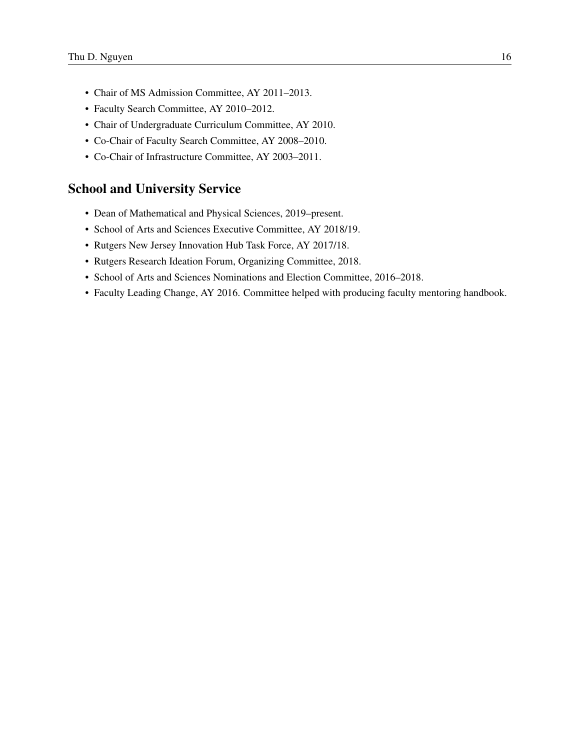- Chair of MS Admission Committee, AY 2011–2013.
- Faculty Search Committee, AY 2010–2012.
- Chair of Undergraduate Curriculum Committee, AY 2010.
- Co-Chair of Faculty Search Committee, AY 2008–2010.
- Co-Chair of Infrastructure Committee, AY 2003–2011.

## School and University Service

- Dean of Mathematical and Physical Sciences, 2019–present.
- School of Arts and Sciences Executive Committee, AY 2018/19.
- Rutgers New Jersey Innovation Hub Task Force, AY 2017/18.
- Rutgers Research Ideation Forum, Organizing Committee, 2018.
- School of Arts and Sciences Nominations and Election Committee, 2016–2018.
- Faculty Leading Change, AY 2016. Committee helped with producing faculty mentoring handbook.